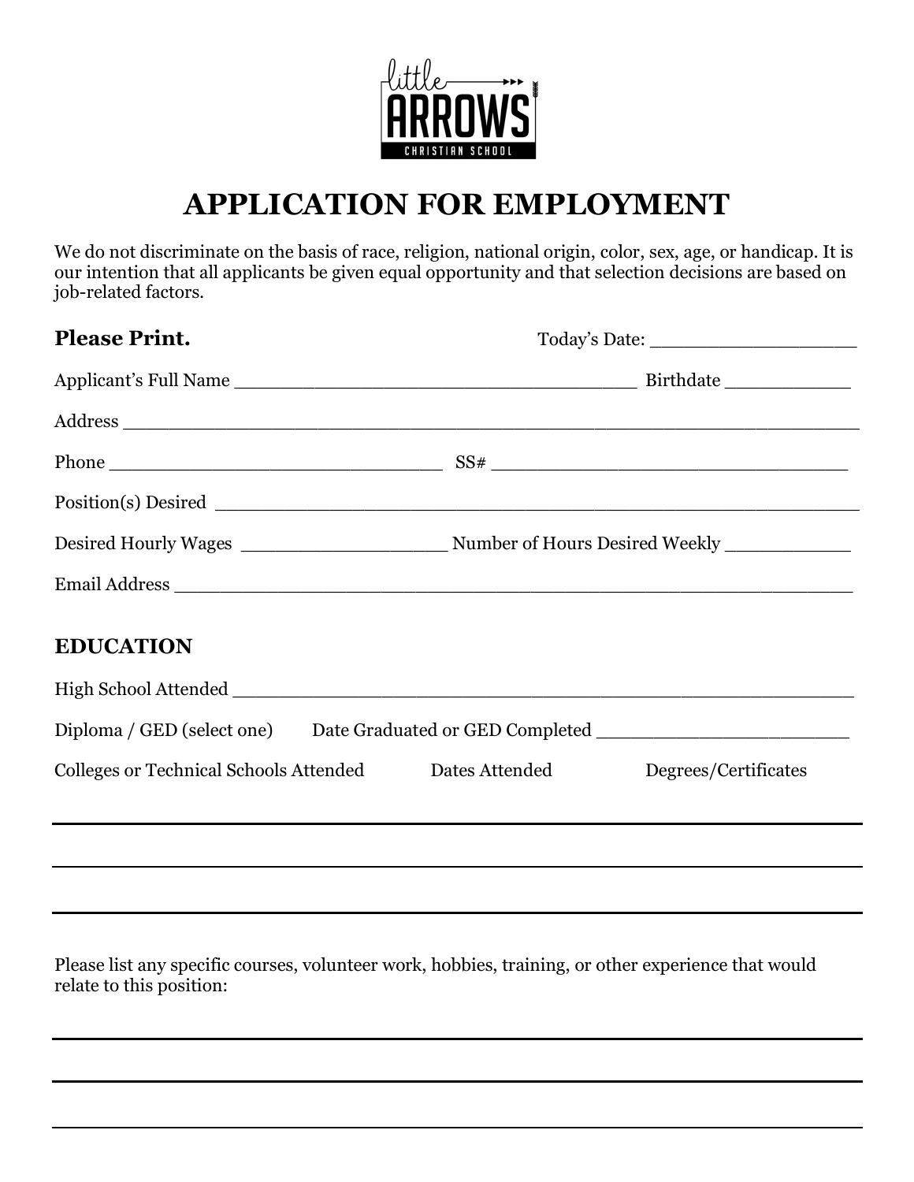# APPLICATION FOR EMPLOYMENT

We do not discriminate on the basis of race, religion, national origin, color, sex, age, or handicap. It is our intention that all applicants be given equal opportunity and that selection decisions are based on job-related factors.

**Please Print.** Today's Date: ___________________

Applicant's Full Name ____________________________________ Birthdate ____________

Address ___________________________________________________________________

Phone ______________________________ SS# __________________________________

Position(s) Desired _________________________________________________________

Desired Hourly Wages ___________________ Number of Hours Desired Weekly ____________

Email Address ______________________________________________________________

## EDUCATION

High School Attended ________________________________________________________

Diploma / GED (select one) Date Graduated or GED Completed _______________________

| Colleges or Technical Schools Attended | Dates Attended | Degrees/Certificates |
| --- | --- | --- |
| | | |
| | | |
| | | |

Please list any specific courses, volunteer work, hobbies, training, or other experience that would relate to this position:

___________________________________________________________________________

___________________________________________________________________________

___________________________________________________________________________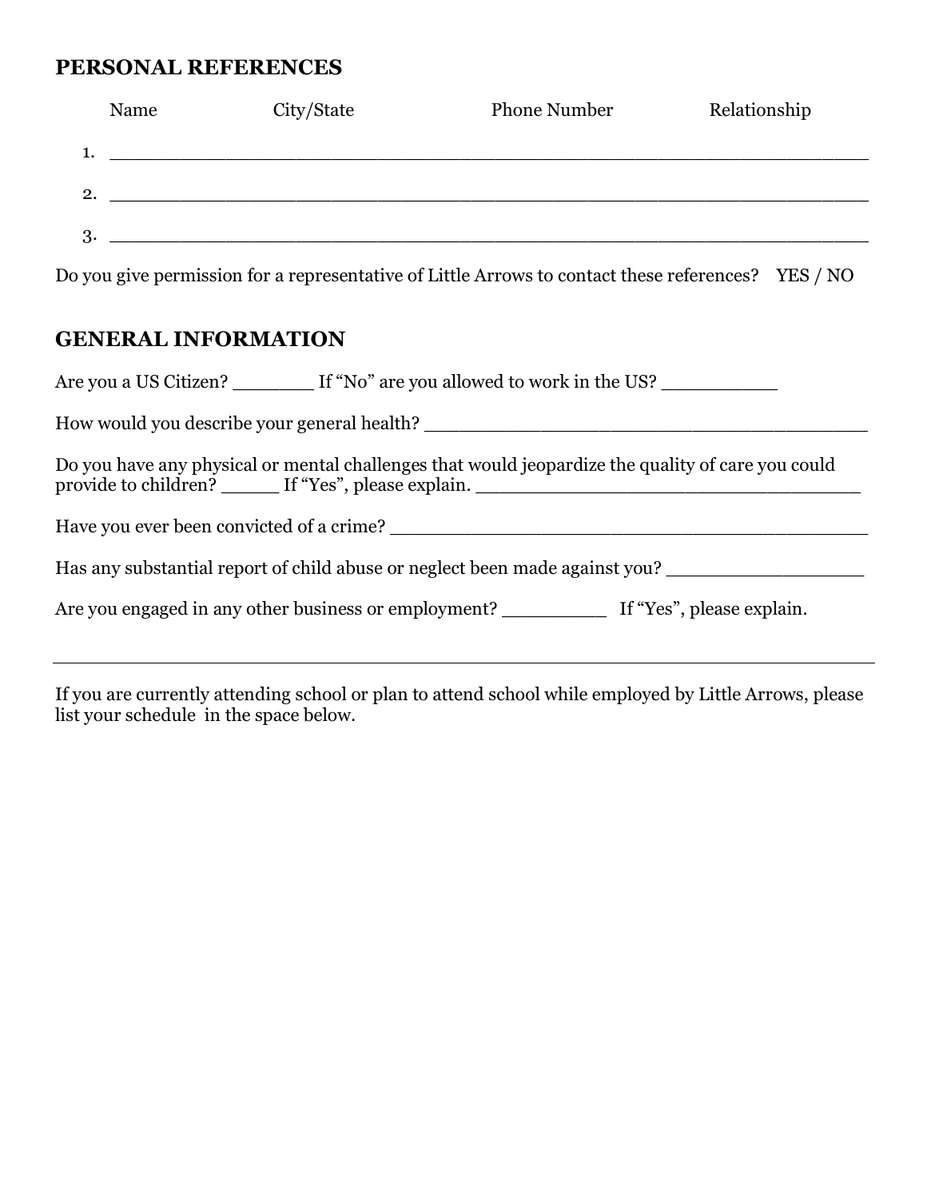## PERSONAL REFERENCES

| Name | City/State | Phone Number | Relationship |
|---|---|---|---|
| 1. | | | |
| 2. | | | |
| 3. | | | |

Do you give permission for a representative of Little Arrows to contact these references? YES / NO

## GENERAL INFORMATION

Are you a US Citizen? _______ If "No" are you allowed to work in the US? __________

How would you describe your general health? ________________________________________

Do you have any physical or mental challenges that would jeopardize the quality of care you could provide to children? _____ If "Yes", please explain. _________________________________

Have you ever been convicted of a crime? ____________________________________________

Has any substantial report of child abuse or neglect been made against you? _________________

Are you engaged in any other business or employment? _________ If "Yes", please explain.

___

If you are currently attending school or plan to attend school while employed by Little Arrows, please list your schedule in the space below.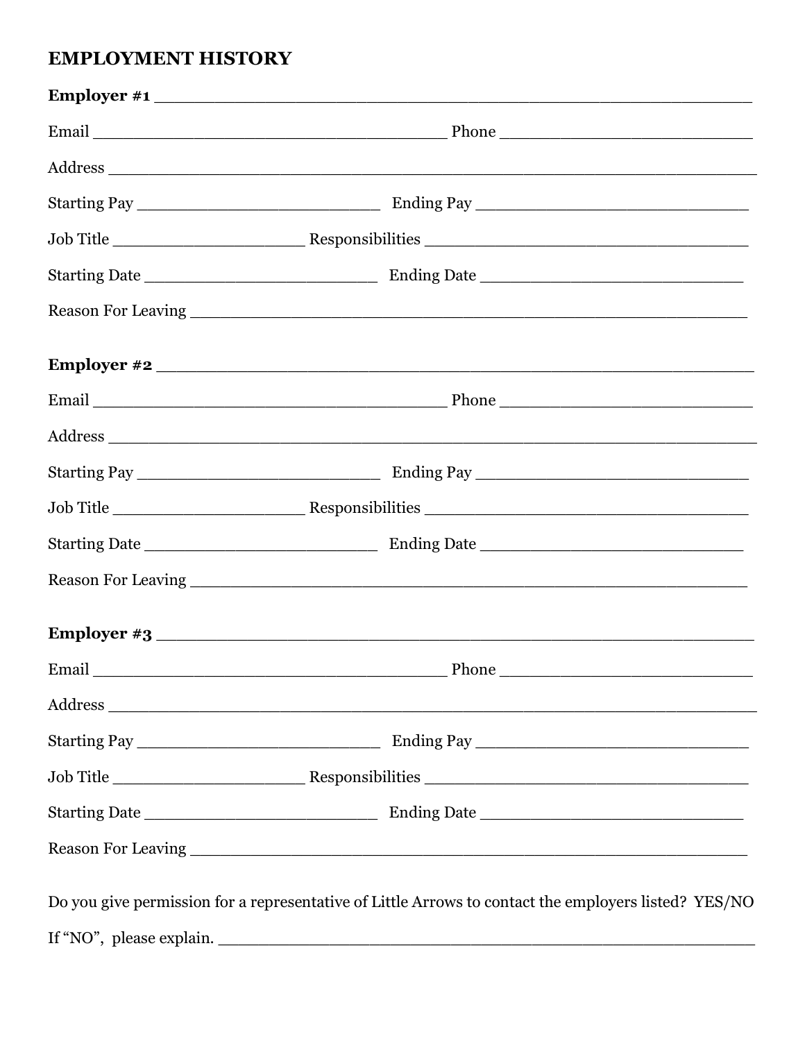## EMPLOYMENT HISTORY

**Employer #1** ___________________________________________________________

Email ___________________________________ Phone ___________________________

Address ______________________________________________________________________

Starting Pay __________________________ Ending Pay ______________________________

Job Title _____________________ Responsibilities ___________________________________

Starting Date _________________________ Ending Date ____________________________

Reason For Leaving _____________________________________________________________

**Employer #2** ___________________________________________________________

Email ___________________________________ Phone ___________________________

Address ______________________________________________________________________

Starting Pay __________________________ Ending Pay ______________________________

Job Title _____________________ Responsibilities ___________________________________

Starting Date _________________________ Ending Date ____________________________

Reason For Leaving _____________________________________________________________

**Employer #3** ___________________________________________________________

Email ___________________________________ Phone ___________________________

Address ______________________________________________________________________

Starting Pay __________________________ Ending Pay ______________________________

Job Title _____________________ Responsibilities ___________________________________

Starting Date _________________________ Ending Date ____________________________

Reason For Leaving _____________________________________________________________

Do you give permission for a representative of Little Arrows to contact the employers listed? YES/NO

If "NO", please explain. ___________________________________________________________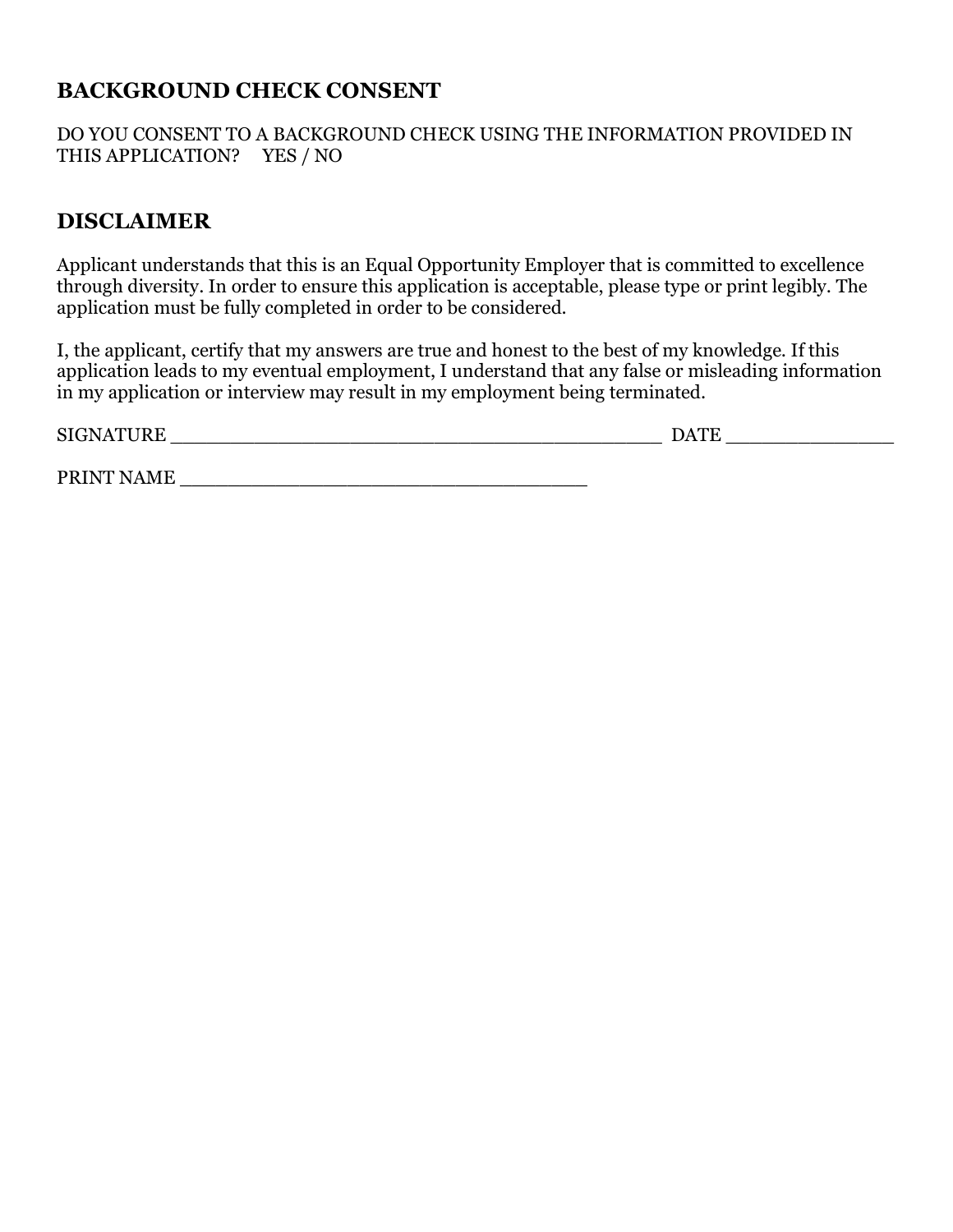## BACKGROUND CHECK CONSENT

DO YOU CONSENT TO A BACKGROUND CHECK USING THE INFORMATION PROVIDED IN THIS APPLICATION?    YES / NO

## DISCLAIMER

Applicant understands that this is an Equal Opportunity Employer that is committed to excellence through diversity. In order to ensure this application is acceptable, please type or print legibly. The application must be fully completed in order to be considered.

I, the applicant, certify that my answers are true and honest to the best of my knowledge. If this application leads to my eventual employment, I understand that any false or misleading information in my application or interview may result in my employment being terminated.

SIGNATURE ____________________________________________ DATE _______________

PRINT NAME ____________________________________